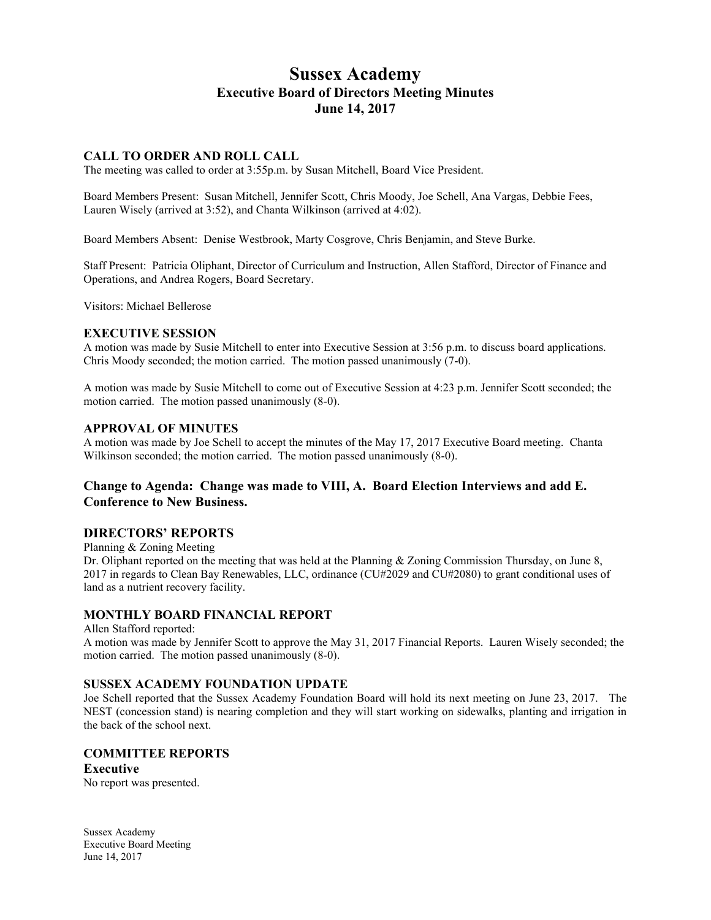# Sussex Academy
## Executive Board of Directors Meeting Minutes
## June 14, 2017

### CALL TO ORDER AND ROLL CALL

The meeting was called to order at 3:55p.m. by Susan Mitchell, Board Vice President.

Board Members Present: Susan Mitchell, Jennifer Scott, Chris Moody, Joe Schell, Ana Vargas, Debbie Fees, Lauren Wisely (arrived at 3:52), and Chanta Wilkinson (arrived at 4:02).

Board Members Absent: Denise Westbrook, Marty Cosgrove, Chris Benjamin, and Steve Burke.

Staff Present: Patricia Oliphant, Director of Curriculum and Instruction, Allen Stafford, Director of Finance and Operations, and Andrea Rogers, Board Secretary.

Visitors: Michael Bellerose

### EXECUTIVE SESSION

A motion was made by Susie Mitchell to enter into Executive Session at 3:56 p.m. to discuss board applications. Chris Moody seconded; the motion carried. The motion passed unanimously (7-0).

A motion was made by Susie Mitchell to come out of Executive Session at 4:23 p.m. Jennifer Scott seconded; the motion carried. The motion passed unanimously (8-0).

### APPROVAL OF MINUTES

A motion was made by Joe Schell to accept the minutes of the May 17, 2017 Executive Board meeting. Chanta Wilkinson seconded; the motion carried. The motion passed unanimously (8-0).

### Change to Agenda: Change was made to VIII, A. Board Election Interviews and add E. Conference to New Business.

### DIRECTORS' REPORTS

Planning & Zoning Meeting

Dr. Oliphant reported on the meeting that was held at the Planning & Zoning Commission Thursday, on June 8, 2017 in regards to Clean Bay Renewables, LLC, ordinance (CU#2029 and CU#2080) to grant conditional uses of land as a nutrient recovery facility.

### MONTHLY BOARD FINANCIAL REPORT

Allen Stafford reported:

A motion was made by Jennifer Scott to approve the May 31, 2017 Financial Reports. Lauren Wisely seconded; the motion carried. The motion passed unanimously (8-0).

### SUSSEX ACADEMY FOUNDATION UPDATE

Joe Schell reported that the Sussex Academy Foundation Board will hold its next meeting on June 23, 2017. The NEST (concession stand) is nearing completion and they will start working on sidewalks, planting and irrigation in the back of the school next.

### COMMITTEE REPORTS

**Executive**

No report was presented.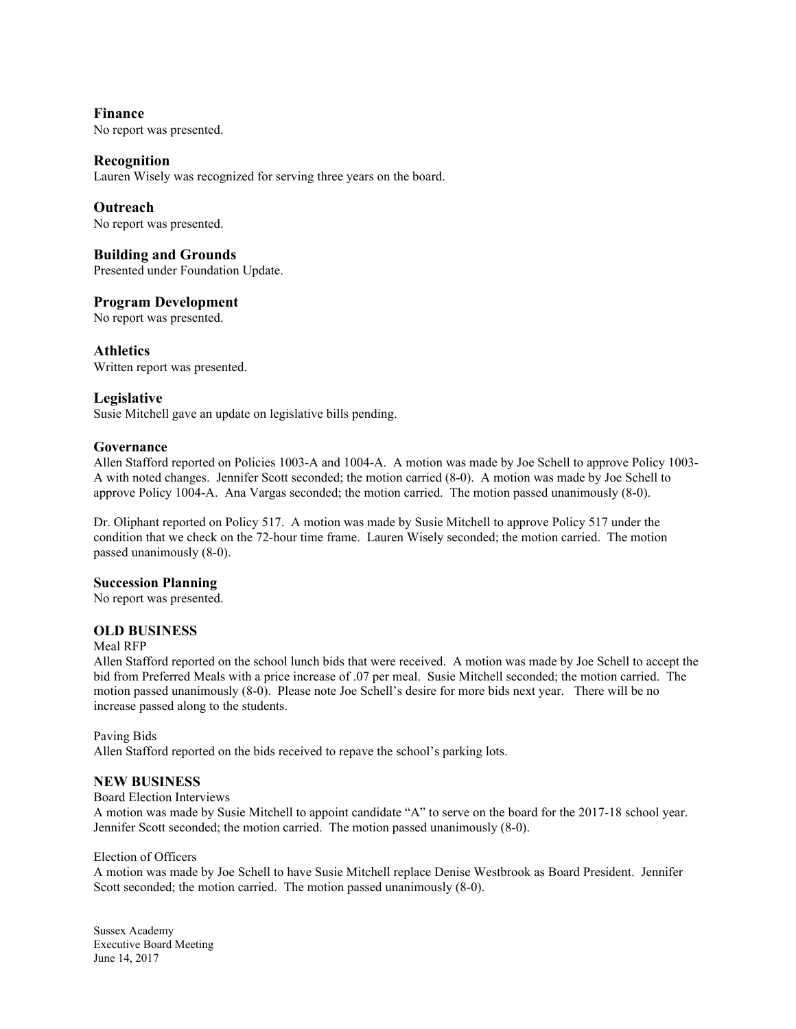## Finance
No report was presented.

## Recognition
Lauren Wisely was recognized for serving three years on the board.

## Outreach
No report was presented.

## Building and Grounds
Presented under Foundation Update.

## Program Development
No report was presented.

## Athletics
Written report was presented.

## Legislative
Susie Mitchell gave an update on legislative bills pending.

### Governance
Allen Stafford reported on Policies 1003-A and 1004-A. A motion was made by Joe Schell to approve Policy 1003-A with noted changes. Jennifer Scott seconded; the motion carried (8-0). A motion was made by Joe Schell to approve Policy 1004-A. Ana Vargas seconded; the motion carried. The motion passed unanimously (8-0).

Dr. Oliphant reported on Policy 517. A motion was made by Susie Mitchell to approve Policy 517 under the condition that we check on the 72-hour time frame. Lauren Wisely seconded; the motion carried. The motion passed unanimously (8-0).

### Succession Planning
No report was presented.

### OLD BUSINESS
Meal RFP

Allen Stafford reported on the school lunch bids that were received. A motion was made by Joe Schell to accept the bid from Preferred Meals with a price increase of .07 per meal. Susie Mitchell seconded; the motion carried. The motion passed unanimously (8-0). Please note Joe Schell's desire for more bids next year. There will be no increase passed along to the students.

Paving Bids

Allen Stafford reported on the bids received to repave the school's parking lots.

### NEW BUSINESS
Board Election Interviews

A motion was made by Susie Mitchell to appoint candidate "A" to serve on the board for the 2017-18 school year. Jennifer Scott seconded; the motion carried. The motion passed unanimously (8-0).

Election of Officers

A motion was made by Joe Schell to have Susie Mitchell replace Denise Westbrook as Board President. Jennifer Scott seconded; the motion carried. The motion passed unanimously (8-0).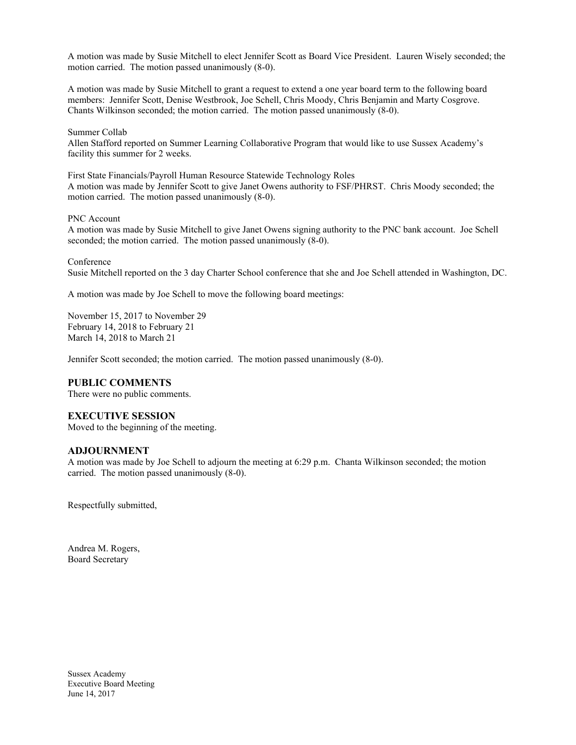A motion was made by Susie Mitchell to elect Jennifer Scott as Board Vice President. Lauren Wisely seconded; the motion carried. The motion passed unanimously (8-0).

A motion was made by Susie Mitchell to grant a request to extend a one year board term to the following board members: Jennifer Scott, Denise Westbrook, Joe Schell, Chris Moody, Chris Benjamin and Marty Cosgrove. Chants Wilkinson seconded; the motion carried. The motion passed unanimously (8-0).

Summer Collab
Allen Stafford reported on Summer Learning Collaborative Program that would like to use Sussex Academy's facility this summer for 2 weeks.

First State Financials/Payroll Human Resource Statewide Technology Roles
A motion was made by Jennifer Scott to give Janet Owens authority to FSF/PHRST. Chris Moody seconded; the motion carried. The motion passed unanimously (8-0).

PNC Account
A motion was made by Susie Mitchell to give Janet Owens signing authority to the PNC bank account. Joe Schell seconded; the motion carried. The motion passed unanimously (8-0).

Conference
Susie Mitchell reported on the 3 day Charter School conference that she and Joe Schell attended in Washington, DC.

A motion was made by Joe Schell to move the following board meetings:

November 15, 2017 to November 29
February 14, 2018 to February 21
March 14, 2018 to March 21

Jennifer Scott seconded; the motion carried. The motion passed unanimously (8-0).

## PUBLIC COMMENTS

There were no public comments.

## EXECUTIVE SESSION

Moved to the beginning of the meeting.

## ADJOURNMENT

A motion was made by Joe Schell to adjourn the meeting at 6:29 p.m. Chanta Wilkinson seconded; the motion carried. The motion passed unanimously (8-0).

Respectfully submitted,

Andrea M. Rogers,
Board Secretary